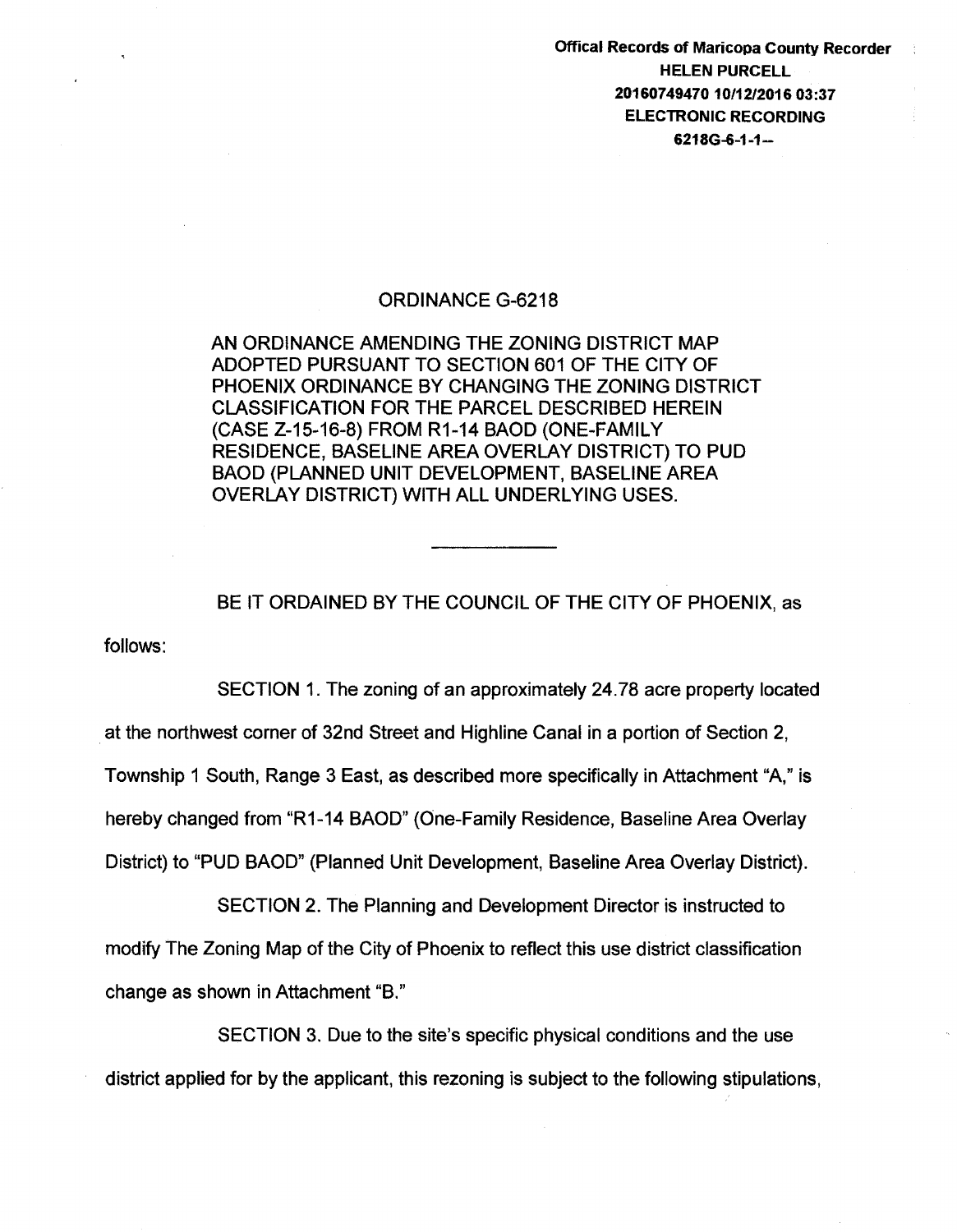Offical Records of Maricopa County Recorder
HELEN PURCELL
20160749470 10/12/2016 03:37
ELECTRONIC RECORDING
6218G-6-1-1--

# ORDINANCE G-6218

AN ORDINANCE AMENDING THE ZONING DISTRICT MAP ADOPTED PURSUANT TO SECTION 601 OF THE CITY OF PHOENIX ORDINANCE BY CHANGING THE ZONING DISTRICT CLASSIFICATION FOR THE PARCEL DESCRIBED HEREIN (CASE Z-15-16-8) FROM R1-14 BAOD (ONE-FAMILY RESIDENCE, BASELINE AREA OVERLAY DISTRICT) TO PUD BAOD (PLANNED UNIT DEVELOPMENT, BASELINE AREA OVERLAY DISTRICT) WITH ALL UNDERLYING USES.

---

BE IT ORDAINED BY THE COUNCIL OF THE CITY OF PHOENIX, as follows:

SECTION 1. The zoning of an approximately 24.78 acre property located at the northwest corner of 32nd Street and Highline Canal in a portion of Section 2, Township 1 South, Range 3 East, as described more specifically in Attachment "A," is hereby changed from "R1-14 BAOD" (One-Family Residence, Baseline Area Overlay District) to "PUD BAOD" (Planned Unit Development, Baseline Area Overlay District).

SECTION 2. The Planning and Development Director is instructed to modify The Zoning Map of the City of Phoenix to reflect this use district classification change as shown in Attachment "B."

SECTION 3. Due to the site's specific physical conditions and the use district applied for by the applicant, this rezoning is subject to the following stipulations,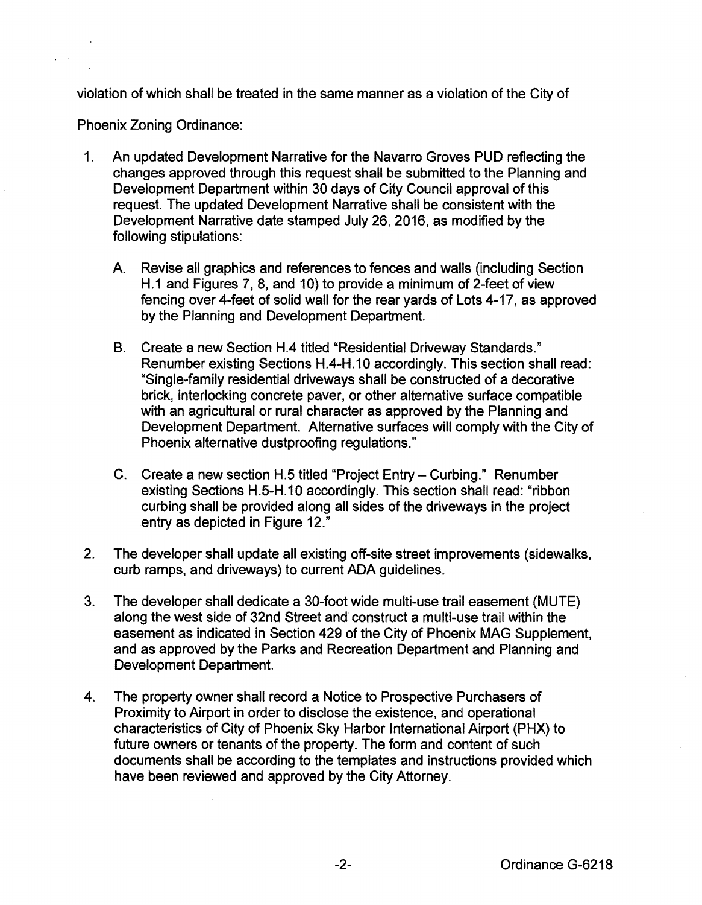violation of which shall be treated in the same manner as a violation of the City of Phoenix Zoning Ordinance:

1. An updated Development Narrative for the Navarro Groves PUD reflecting the changes approved through this request shall be submitted to the Planning and Development Department within 30 days of City Council approval of this request. The updated Development Narrative shall be consistent with the Development Narrative date stamped July 26, 2016, as modified by the following stipulations:

   A. Revise all graphics and references to fences and walls (including Section H.1 and Figures 7, 8, and 10) to provide a minimum of 2-feet of view fencing over 4-feet of solid wall for the rear yards of Lots 4-17, as approved by the Planning and Development Department.

   B. Create a new Section H.4 titled "Residential Driveway Standards." Renumber existing Sections H.4-H.10 accordingly. This section shall read: "Single-family residential driveways shall be constructed of a decorative brick, interlocking concrete paver, or other alternative surface compatible with an agricultural or rural character as approved by the Planning and Development Department. Alternative surfaces will comply with the City of Phoenix alternative dustproofing regulations."

   C. Create a new section H.5 titled "Project Entry – Curbing." Renumber existing Sections H.5-H.10 accordingly. This section shall read: "ribbon curbing shall be provided along all sides of the driveways in the project entry as depicted in Figure 12."

2. The developer shall update all existing off-site street improvements (sidewalks, curb ramps, and driveways) to current ADA guidelines.

3. The developer shall dedicate a 30-foot wide multi-use trail easement (MUTE) along the west side of 32nd Street and construct a multi-use trail within the easement as indicated in Section 429 of the City of Phoenix MAG Supplement, and as approved by the Parks and Recreation Department and Planning and Development Department.

4. The property owner shall record a Notice to Prospective Purchasers of Proximity to Airport in order to disclose the existence, and operational characteristics of City of Phoenix Sky Harbor International Airport (PHX) to future owners or tenants of the property. The form and content of such documents shall be according to the templates and instructions provided which have been reviewed and approved by the City Attorney.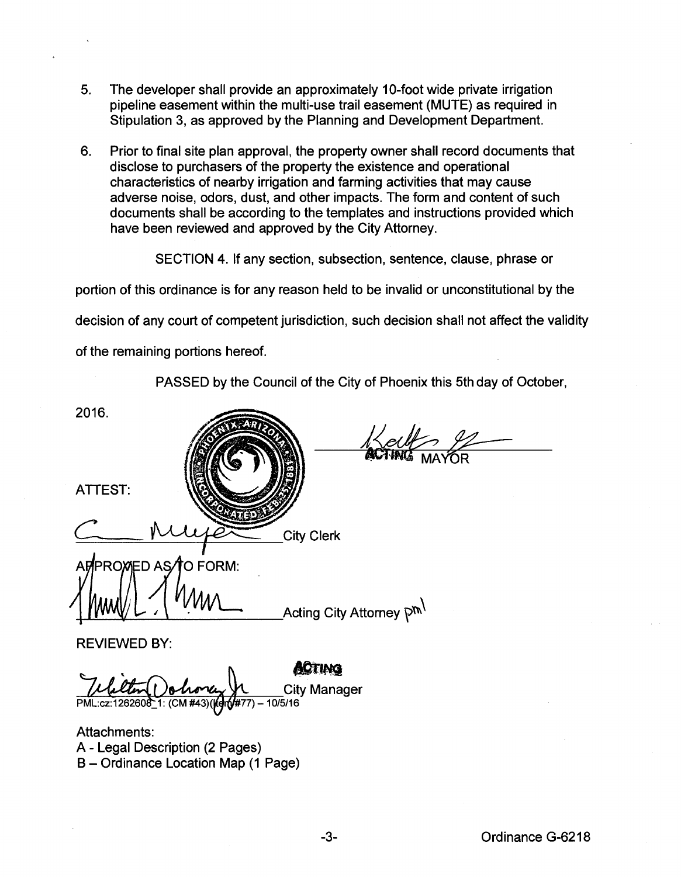5. The developer shall provide an approximately 10-foot wide private irrigation pipeline easement within the multi-use trail easement (MUTE) as required in Stipulation 3, as approved by the Planning and Development Department.

6. Prior to final site plan approval, the property owner shall record documents that disclose to purchasers of the property the existence and operational characteristics of nearby irrigation and farming activities that may cause adverse noise, odors, dust, and other impacts. The form and content of such documents shall be according to the templates and instructions provided which have been reviewed and approved by the City Attorney.

SECTION 4. If any section, subsection, sentence, clause, phrase or portion of this ordinance is for any reason held to be invalid or unconstitutional by the decision of any court of competent jurisdiction, such decision shall not affect the validity of the remaining portions hereof.

PASSED by the Council of the City of Phoenix this 5th day of October, 2016.

ACTING MAYOR

ATTEST:

City Clerk

APPROVED AS TO FORM:

Acting City Attorney pml

REVIEWED BY:

ACTING City Manager

PML:cz:1262608_1: (CM #43)(Item #77) – 10/5/16

Attachments:
A - Legal Description (2 Pages)
B – Ordinance Location Map (1 Page)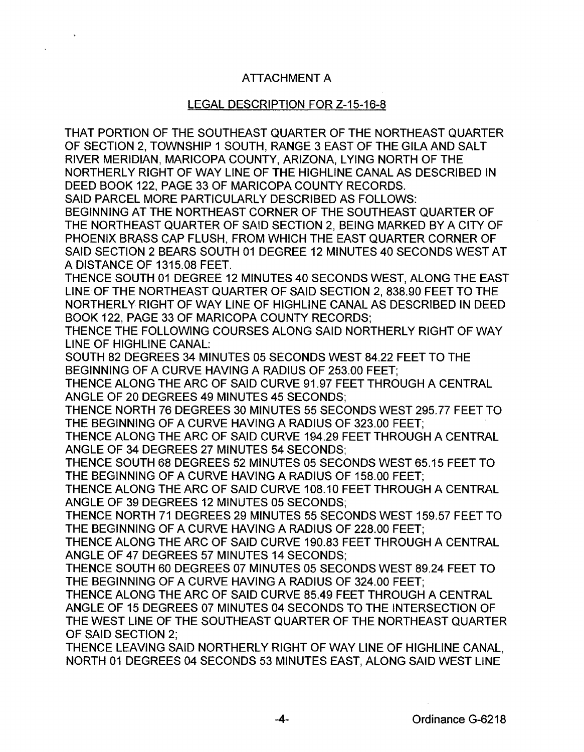## ATTACHMENT A

## LEGAL DESCRIPTION FOR Z-15-16-8

THAT PORTION OF THE SOUTHEAST QUARTER OF THE NORTHEAST QUARTER OF SECTION 2, TOWNSHIP 1 SOUTH, RANGE 3 EAST OF THE GILA AND SALT RIVER MERIDIAN, MARICOPA COUNTY, ARIZONA, LYING NORTH OF THE NORTHERLY RIGHT OF WAY LINE OF THE HIGHLINE CANAL AS DESCRIBED IN DEED BOOK 122, PAGE 33 OF MARICOPA COUNTY RECORDS.

SAID PARCEL MORE PARTICULARLY DESCRIBED AS FOLLOWS:

BEGINNING AT THE NORTHEAST CORNER OF THE SOUTHEAST QUARTER OF THE NORTHEAST QUARTER OF SAID SECTION 2, BEING MARKED BY A CITY OF PHOENIX BRASS CAP FLUSH, FROM WHICH THE EAST QUARTER CORNER OF SAID SECTION 2 BEARS SOUTH 01 DEGREE 12 MINUTES 40 SECONDS WEST AT A DISTANCE OF 1315.08 FEET.

THENCE SOUTH 01 DEGREE 12 MINUTES 40 SECONDS WEST, ALONG THE EAST LINE OF THE NORTHEAST QUARTER OF SAID SECTION 2, 838.90 FEET TO THE NORTHERLY RIGHT OF WAY LINE OF HIGHLINE CANAL AS DESCRIBED IN DEED BOOK 122, PAGE 33 OF MARICOPA COUNTY RECORDS;

THENCE THE FOLLOWING COURSES ALONG SAID NORTHERLY RIGHT OF WAY LINE OF HIGHLINE CANAL:

SOUTH 82 DEGREES 34 MINUTES 05 SECONDS WEST 84.22 FEET TO THE BEGINNING OF A CURVE HAVING A RADIUS OF 253.00 FEET;

THENCE ALONG THE ARC OF SAID CURVE 91.97 FEET THROUGH A CENTRAL ANGLE OF 20 DEGREES 49 MINUTES 45 SECONDS;

THENCE NORTH 76 DEGREES 30 MINUTES 55 SECONDS WEST 295.77 FEET TO THE BEGINNING OF A CURVE HAVING A RADIUS OF 323.00 FEET;

THENCE ALONG THE ARC OF SAID CURVE 194.29 FEET THROUGH A CENTRAL ANGLE OF 34 DEGREES 27 MINUTES 54 SECONDS;

THENCE SOUTH 68 DEGREES 52 MINUTES 05 SECONDS WEST 65.15 FEET TO THE BEGINNING OF A CURVE HAVING A RADIUS OF 158.00 FEET;

THENCE ALONG THE ARC OF SAID CURVE 108.10 FEET THROUGH A CENTRAL ANGLE OF 39 DEGREES 12 MINUTES 05 SECONDS;

THENCE NORTH 71 DEGREES 29 MINUTES 55 SECONDS WEST 159.57 FEET TO THE BEGINNING OF A CURVE HAVING A RADIUS OF 228.00 FEET;

THENCE ALONG THE ARC OF SAID CURVE 190.83 FEET THROUGH A CENTRAL ANGLE OF 47 DEGREES 57 MINUTES 14 SECONDS;

THENCE SOUTH 60 DEGREES 07 MINUTES 05 SECONDS WEST 89.24 FEET TO THE BEGINNING OF A CURVE HAVING A RADIUS OF 324.00 FEET;

THENCE ALONG THE ARC OF SAID CURVE 85.49 FEET THROUGH A CENTRAL ANGLE OF 15 DEGREES 07 MINUTES 04 SECONDS TO THE INTERSECTION OF THE WEST LINE OF THE SOUTHEAST QUARTER OF THE NORTHEAST QUARTER OF SAID SECTION 2;

THENCE LEAVING SAID NORTHERLY RIGHT OF WAY LINE OF HIGHLINE CANAL, NORTH 01 DEGREES 04 SECONDS 53 MINUTES EAST, ALONG SAID WEST LINE

Ordinance G-6218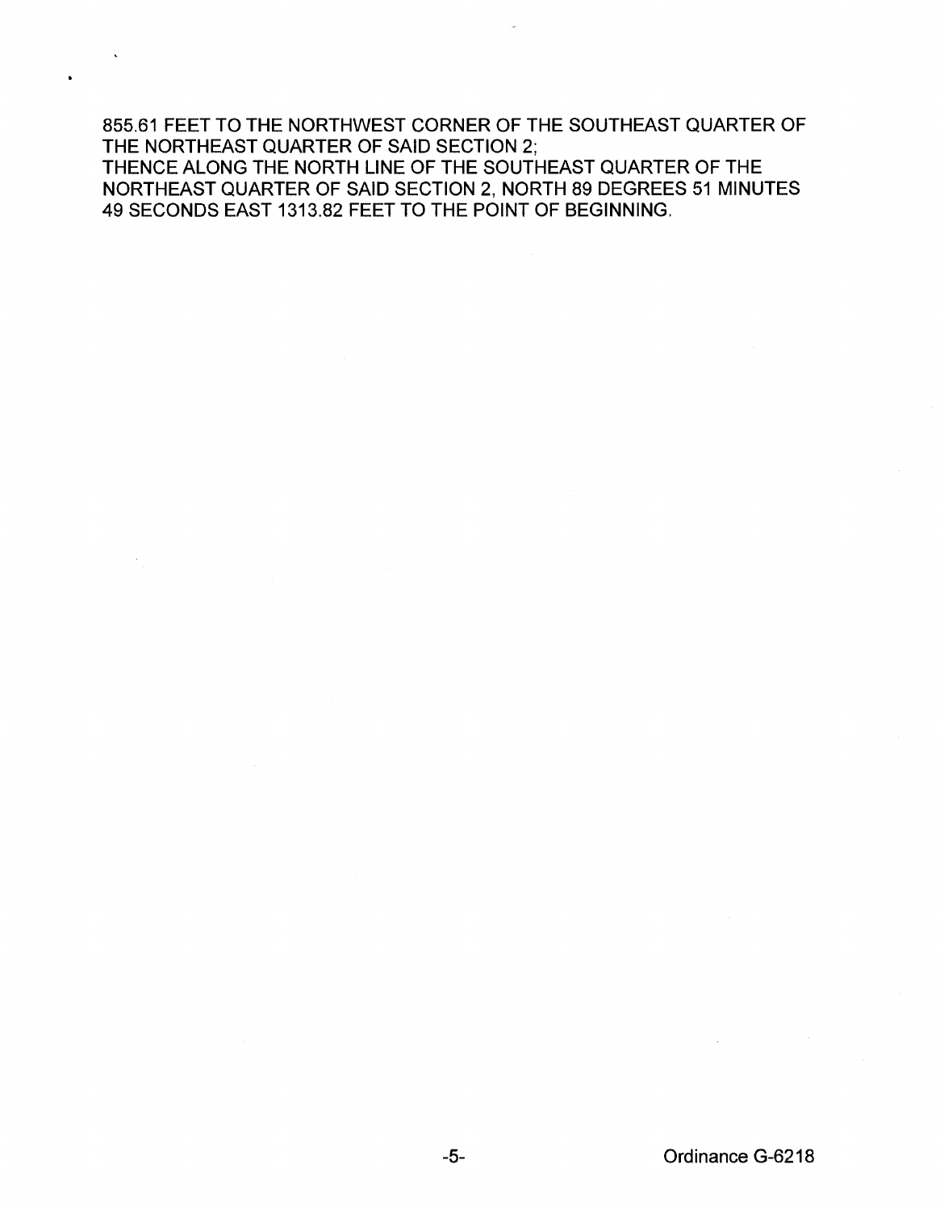855.61 FEET TO THE NORTHWEST CORNER OF THE SOUTHEAST QUARTER OF THE NORTHEAST QUARTER OF SAID SECTION 2;
THENCE ALONG THE NORTH LINE OF THE SOUTHEAST QUARTER OF THE NORTHEAST QUARTER OF SAID SECTION 2, NORTH 89 DEGREES 51 MINUTES 49 SECONDS EAST 1313.82 FEET TO THE POINT OF BEGINNING.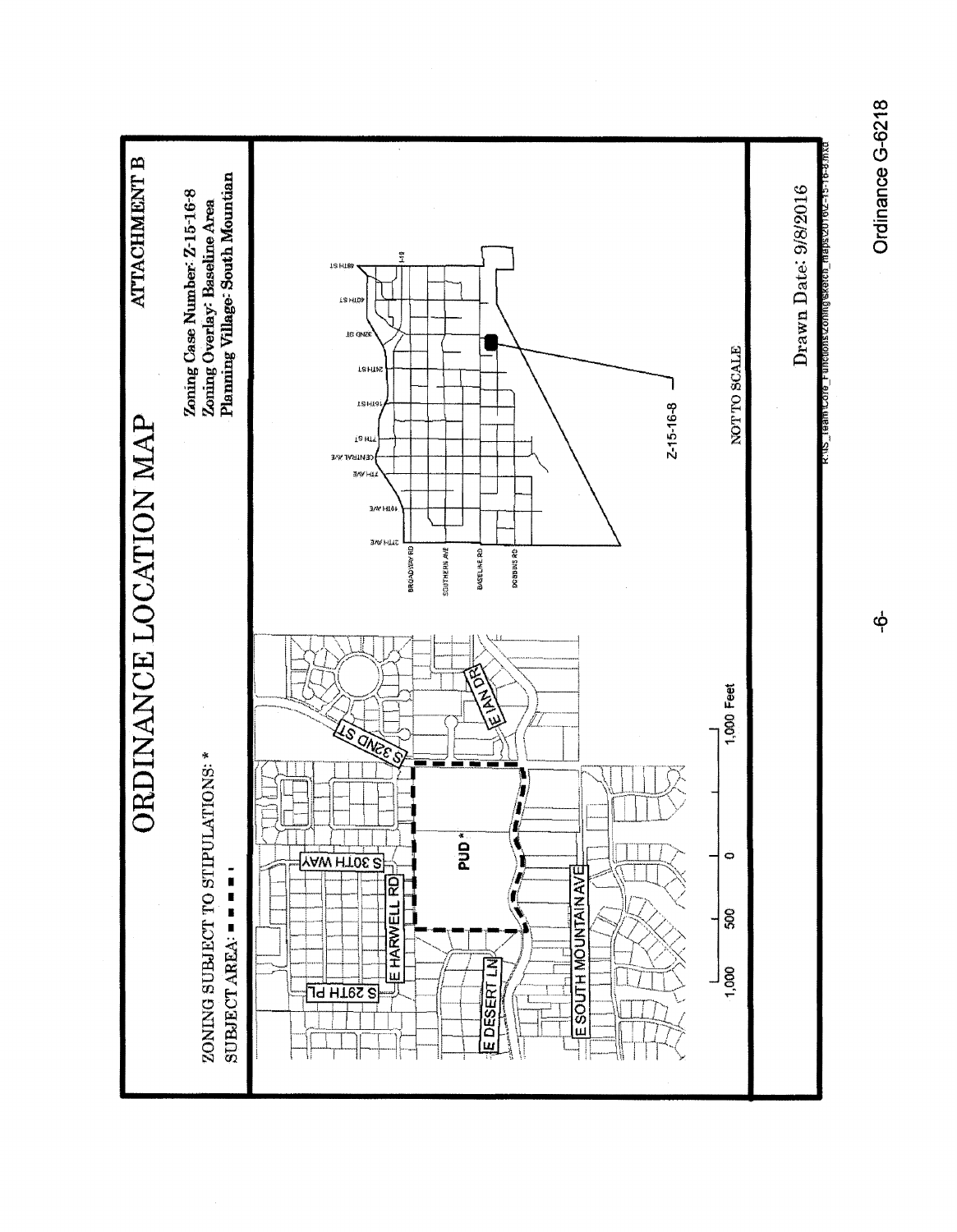# ORDINANCE LOCATION MAP

**ATTACHMENT B**

ZONING SUBJECT TO STIPULATIONS: *

SUBJECT AREA: ■ ■ ■ ■ ■

Zoning Case Number: Z-15-16-8
Zoning Overlay: Baseline Area
Planning Village: South Mountian

S 29TH PL
E HARWELL RD
S 30TH WAY
S 32ND ST
E IAN DR
E DESERT LN
E SOUTH MOUNTAIN AVE
PUD *

1,000 500 0 1,000 Feet

27TH AVE
19TH AVE
7TH AVE
CENTRAL AVE
7TH ST
16TH ST
24TH ST
32ND ST
40TH ST
48TH ST
I-10
BROADWAY RD
SOUTHERN AVE
BASELINE RD
DOBBINS RD

Z-15-16-8

NOT TO SCALE

Drawn Date: 9/8/2016

R:\IS_Team\Core_Functions\Zoning\sketch_maps\2016\Z-15-16-8.mxd

Ordinance G-6218